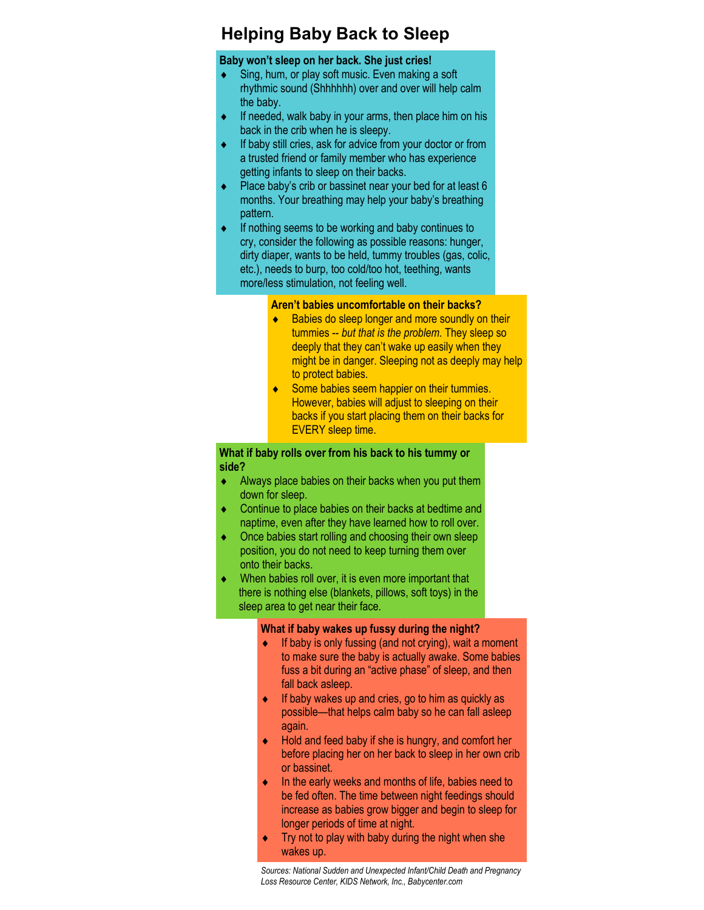# Helping Baby Back to Sleep

**Baby won't sleep on her back. She just cries!**

- Sing, hum, or play soft music. Even making a soft rhythmic sound (Shhhhhh) over and over will help calm the baby.
- If needed, walk baby in your arms, then place him on his back in the crib when he is sleepy.
- If baby still cries, ask for advice from your doctor or from a trusted friend or family member who has experience getting infants to sleep on their backs.
- Place baby's crib or bassinet near your bed for at least 6 months. Your breathing may help your baby's breathing pattern.
- If nothing seems to be working and baby continues to cry, consider the following as possible reasons: hunger, dirty diaper, wants to be held, tummy troubles (gas, colic, etc.), needs to burp, too cold/too hot, teething, wants more/less stimulation, not feeling well.

**Aren't babies uncomfortable on their backs?**

- Babies do sleep longer and more soundly on their tummies -- *but that is the problem*. They sleep so deeply that they can't wake up easily when they might be in danger. Sleeping not as deeply may help to protect babies.
- Some babies seem happier on their tummies. However, babies will adjust to sleeping on their backs if you start placing them on their backs for EVERY sleep time.

**What if baby rolls over from his back to his tummy or side?**

- Always place babies on their backs when you put them down for sleep.
- Continue to place babies on their backs at bedtime and naptime, even after they have learned how to roll over.
- Once babies start rolling and choosing their own sleep position, you do not need to keep turning them over onto their backs.
- When babies roll over, it is even more important that there is nothing else (blankets, pillows, soft toys) in the sleep area to get near their face.

**What if baby wakes up fussy during the night?**

- If baby is only fussing (and not crying), wait a moment to make sure the baby is actually awake. Some babies fuss a bit during an "active phase" of sleep, and then fall back asleep.
- If baby wakes up and cries, go to him as quickly as possible—that helps calm baby so he can fall asleep again.
- Hold and feed baby if she is hungry, and comfort her before placing her on her back to sleep in her own crib or bassinet.
- In the early weeks and months of life, babies need to be fed often. The time between night feedings should increase as babies grow bigger and begin to sleep for longer periods of time at night.
- Try not to play with baby during the night when she wakes up.

*Sources: National Sudden and Unexpected Infant/Child Death and Pregnancy Loss Resource Center, KIDS Network, Inc., Babycenter.com*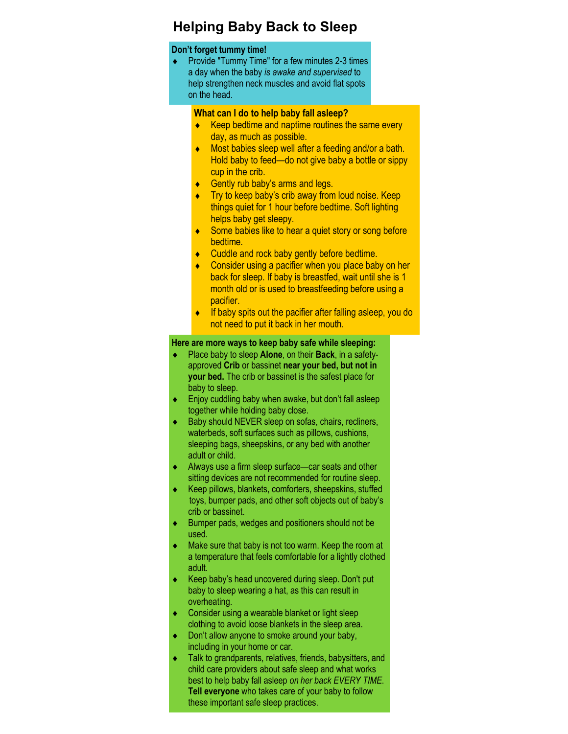# Helping Baby Back to Sleep

**Don't forget tummy time!**

- Provide "Tummy Time" for a few minutes 2-3 times a day when the baby *is awake and supervised* to help strengthen neck muscles and avoid flat spots on the head.

**What can I do to help baby fall asleep?**

- Keep bedtime and naptime routines the same every day, as much as possible.
- Most babies sleep well after a feeding and/or a bath. Hold baby to feed—do not give baby a bottle or sippy cup in the crib.
- Gently rub baby's arms and legs.
- Try to keep baby's crib away from loud noise. Keep things quiet for 1 hour before bedtime. Soft lighting helps baby get sleepy.
- Some babies like to hear a quiet story or song before bedtime.
- Cuddle and rock baby gently before bedtime.
- Consider using a pacifier when you place baby on her back for sleep. If baby is breastfed, wait until she is 1 month old or is used to breastfeeding before using a pacifier.
- If baby spits out the pacifier after falling asleep, you do not need to put it back in her mouth.

**Here are more ways to keep baby safe while sleeping:**

- Place baby to sleep **Alone**, on their **Back**, in a safety-approved **Crib** or bassinet **near your bed, but not in your bed.** The crib or bassinet is the safest place for baby to sleep.
- Enjoy cuddling baby when awake, but don't fall asleep together while holding baby close.
- Baby should NEVER sleep on sofas, chairs, recliners, waterbeds, soft surfaces such as pillows, cushions, sleeping bags, sheepskins, or any bed with another adult or child.
- Always use a firm sleep surface—car seats and other sitting devices are not recommended for routine sleep.
- Keep pillows, blankets, comforters, sheepskins, stuffed toys, bumper pads, and other soft objects out of baby's crib or bassinet.
- Bumper pads, wedges and positioners should not be used.
- Make sure that baby is not too warm. Keep the room at a temperature that feels comfortable for a lightly clothed adult.
- Keep baby's head uncovered during sleep. Don't put baby to sleep wearing a hat, as this can result in overheating.
- Consider using a wearable blanket or light sleep clothing to avoid loose blankets in the sleep area.
- Don't allow anyone to smoke around your baby, including in your home or car.
- Talk to grandparents, relatives, friends, babysitters, and child care providers about safe sleep and what works best to help baby fall asleep *on her back EVERY TIME.* **Tell everyone** who takes care of your baby to follow these important safe sleep practices.